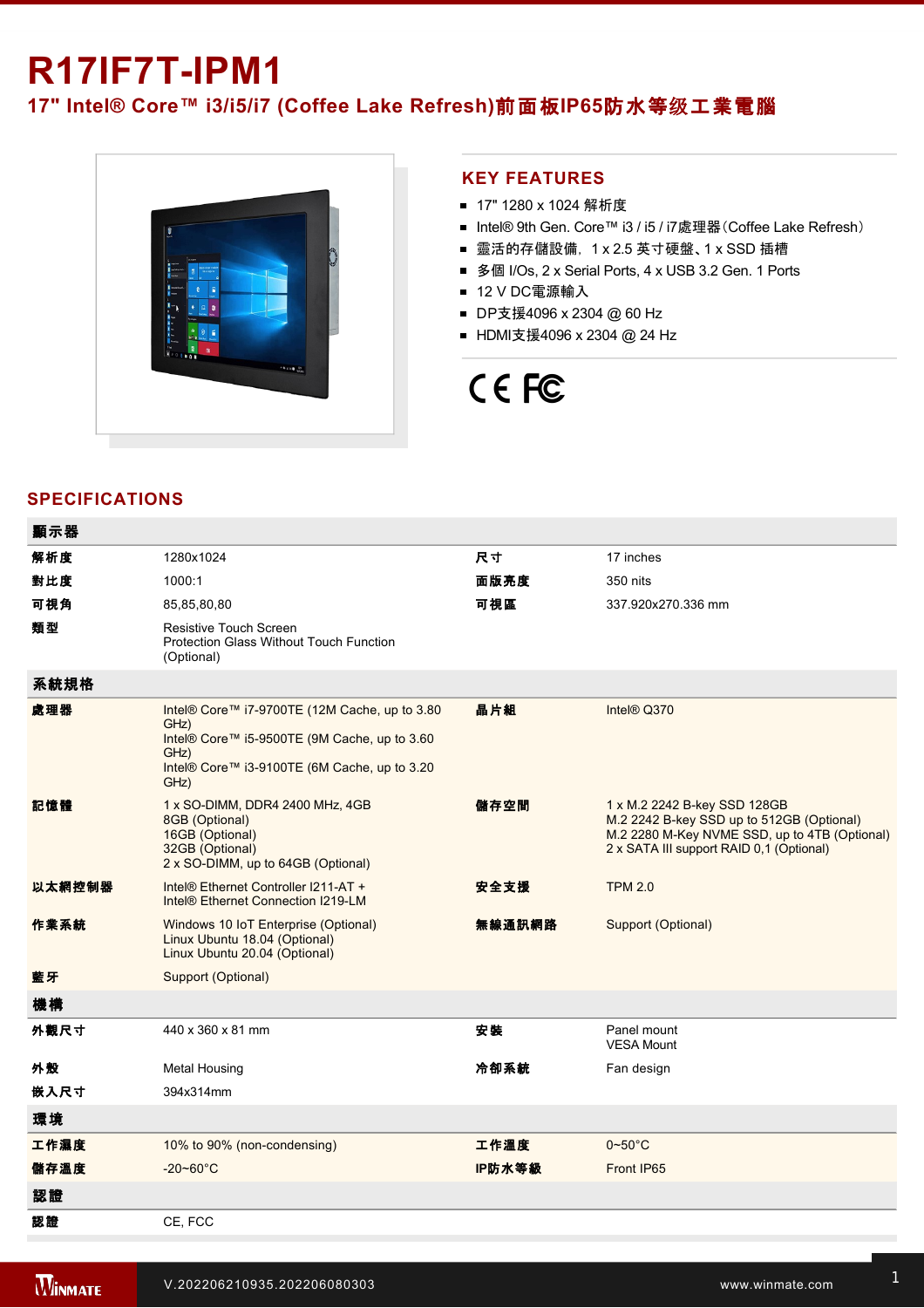# R17IF7T-IPM1

## 17" Intel® Core™ i3/i5/i7 (Coffee Lake Refresh)前面板IP65防水等级工業電腦

## KEY FEATURES

- 17" 1280 x 1024 解析度
- Intel® 9th Gen. Core™ i3 / i5 / i7處理器(Coffee Lake Refresh)
- 靈活的存儲設備, 1 x 2.5 英寸硬盤、1 x SSD 插槽
- 多個 I/Os, 2 x Serial Ports, 4 x USB 3.2 Gen. 1 Ports
- 12 V DC電源輸入
- DP支援4096 x 2304 @ 60 Hz
- HDMI支援4096 x 2304 @ 24 Hz

CE FC

## SPECIFICATIONS

| 顯示器 | | | |
|---|---|---|---|
| 解析度 | 1280x1024 | 尺寸 | 17 inches |
| 對比度 | 1000:1 | 面版亮度 | 350 nits |
| 可視角 | 85,85,80,80 | 可視區 | 337.920x270.336 mm |
| 類型 | Resistive Touch Screen<br>Protection Glass Without Touch Function (Optional) | | |

| 系統規格 | | | |
|---|---|---|---|
| 處理器 | Intel® Core™ i7-9700TE (12M Cache, up to 3.80 GHz)<br>Intel® Core™ i5-9500TE (9M Cache, up to 3.60 GHz)<br>Intel® Core™ i3-9100TE (6M Cache, up to 3.20 GHz) | 晶片組 | Intel® Q370 |
| 記憶體 | 1 x SO-DIMM, DDR4 2400 MHz, 4GB<br>8GB (Optional)<br>16GB (Optional)<br>32GB (Optional)<br>2 x SO-DIMM, up to 64GB (Optional) | 儲存空間 | 1 x M.2 2242 B-key SSD 128GB<br>M.2 2242 B-key SSD up to 512GB (Optional)<br>M.2 2280 M-Key NVME SSD, up to 4TB (Optional)<br>2 x SATA III support RAID 0,1 (Optional) |
| 以太網控制器 | Intel® Ethernet Controller I211-AT +<br>Intel® Ethernet Connection I219-LM | 安全支援 | TPM 2.0 |
| 作業系統 | Windows 10 IoT Enterprise (Optional)<br>Linux Ubuntu 18.04 (Optional)<br>Linux Ubuntu 20.04 (Optional) | 無線通訊網路 | Support (Optional) |
| 藍牙 | Support (Optional) | | |

| 機構 | | | |
|---|---|---|---|
| 外觀尺寸 | 440 x 360 x 81 mm | 安裝 | Panel mount<br>VESA Mount |
| 外殼 | Metal Housing | 冷卻系統 | Fan design |
| 嵌入尺寸 | 394x314mm | | |

| 環境 | | | |
|---|---|---|---|
| 工作濕度 | 10% to 90% (non-condensing) | 工作溫度 | 0~50°C |
| 儲存溫度 | -20~60°C | IP防水等級 | Front IP65 |

| 認證 | |
|---|---|
| 認證 | CE, FCC |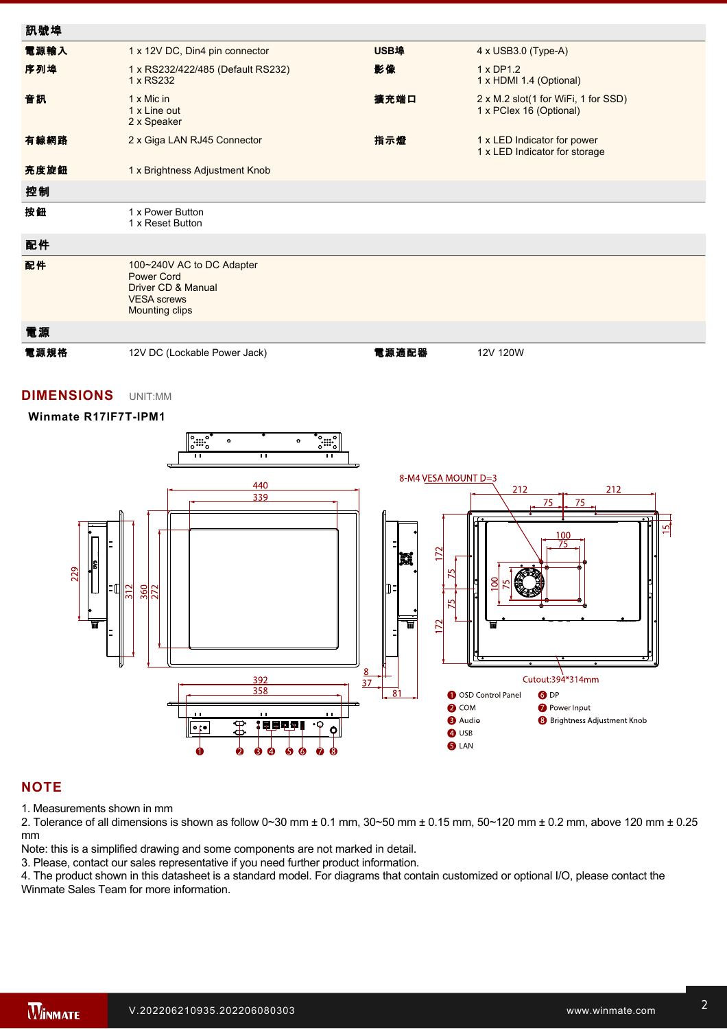## 訊號埠

| | | | |
|---|---|---|---|
| 電源輸入 | 1 x 12V DC, Din4 pin connector | USB埠 | 4 x USB3.0 (Type-A) |
| 序列埠 | 1 x RS232/422/485 (Default RS232)<br>1 x RS232 | 影像 | 1 x DP1.2<br>1 x HDMI 1.4 (Optional) |
| 音訊 | 1 x Mic in<br>1 x Line out<br>2 x Speaker | 擴充端口 | 2 x M.2 slot(1 for WiFi, 1 for SSD)<br>1 x PClex 16 (Optional) |
| 有線網路 | 2 x Giga LAN RJ45 Connector | 指示燈 | 1 x LED Indicator for power<br>1 x LED Indicator for storage |
| 亮度旋鈕 | 1 x Brightness Adjustment Knob | | |

## 控制

| | |
|---|---|
| 按鈕 | 1 x Power Button<br>1 x Reset Button |

## 配件

| | |
|---|---|
| 配件 | 100~240V AC to DC Adapter<br>Power Cord<br>Driver CD & Manual<br>VESA screws<br>Mounting clips |

## 電源

| | | | |
|---|---|---|---|
| 電源規格 | 12V DC (Lockable Power Jack) | 電源適配器 | 12V 120W |

## DIMENSIONS UNIT:MM

**Winmate R17IF7T-IPM1**

8-M4 VESA MOUNT D=3

440
339
392
358
229
312
360
272
8
37
81
212
212
75
75
100
75
172
75
75
172
100
75
15

Cutout:394*314mm

1 OSD Control Panel
2 COM
3 Audio
4 USB
5 LAN
6 DP
7 Power Input
8 Brightness Adjustment Knob

## NOTE

1. Measurements shown in mm
2. Tolerance of all dimensions is shown as follow 0~30 mm ± 0.1 mm, 30~50 mm ± 0.15 mm, 50~120 mm ± 0.2 mm, above 120 mm ± 0.25 mm

Note: this is a simplified drawing and some components are not marked in detail.

3. Please, contact our sales representative if you need further product information.
4. The product shown in this datasheet is a standard model. For diagrams that contain customized or optional I/O, please contact the Winmate Sales Team for more information.